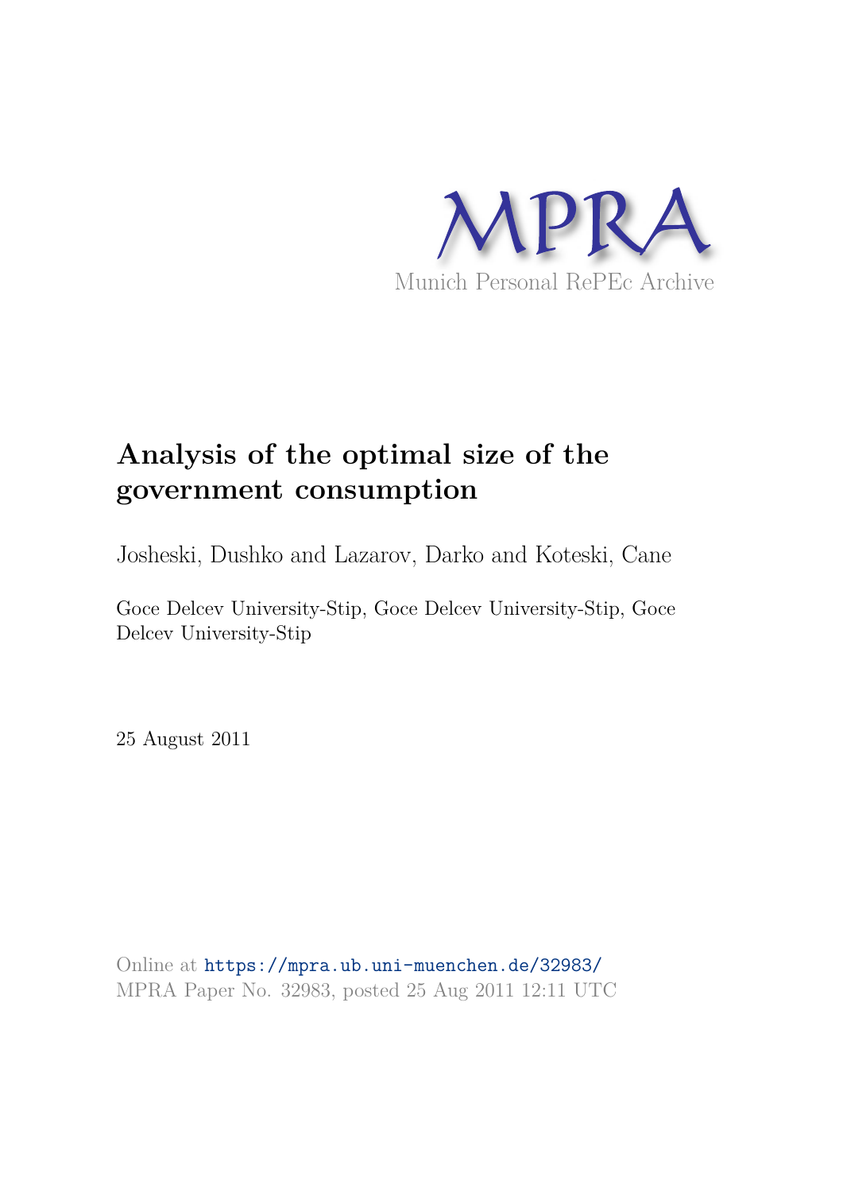MPRA

Munich Personal RePEc Archive

# Analysis of the optimal size of the government consumption

Josheski, Dushko and Lazarov, Darko and Koteski, Cane

Goce Delcev University-Stip, Goce Delcev University-Stip, Goce Delcev University-Stip

25 August 2011

Online at https://mpra.ub.uni-muenchen.de/32983/
MPRA Paper No. 32983, posted 25 Aug 2011 12:11 UTC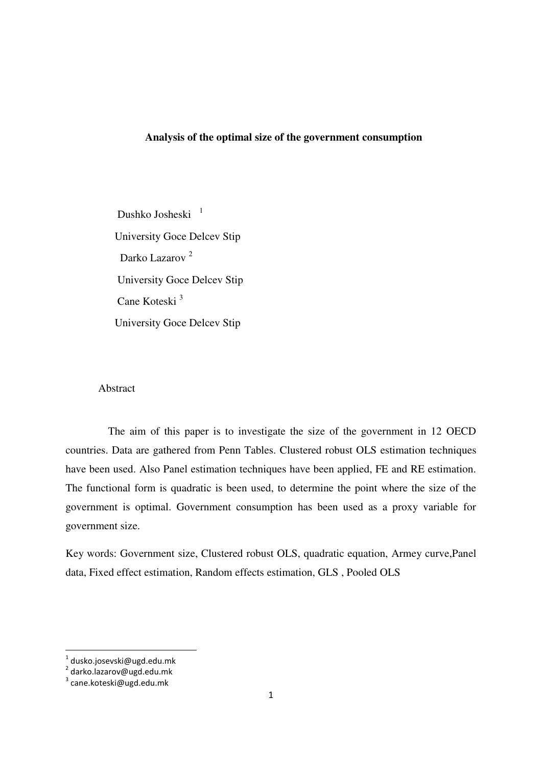**Analysis of the optimal size of the government consumption**

Dushko Josheski [1]

University Goce Delcev Stip

Darko Lazarov [2]

University Goce Delcev Stip

Cane Koteski [3]

University Goce Delcev Stip

Abstract

The aim of this paper is to investigate the size of the government in 12 OECD countries. Data are gathered from Penn Tables. Clustered robust OLS estimation techniques have been used. Also Panel estimation techniques have been applied, FE and RE estimation. The functional form is quadratic is been used, to determine the point where the size of the government is optimal. Government consumption has been used as a proxy variable for government size.

Key words: Government size, Clustered robust OLS, quadratic equation, Armey curve,Panel data, Fixed effect estimation, Random effects estimation, GLS , Pooled OLS

---

[1] dusko.josevski@ugd.edu.mk

[2] darko.lazarov@ugd.edu.mk

[3] cane.koteski@ugd.edu.mk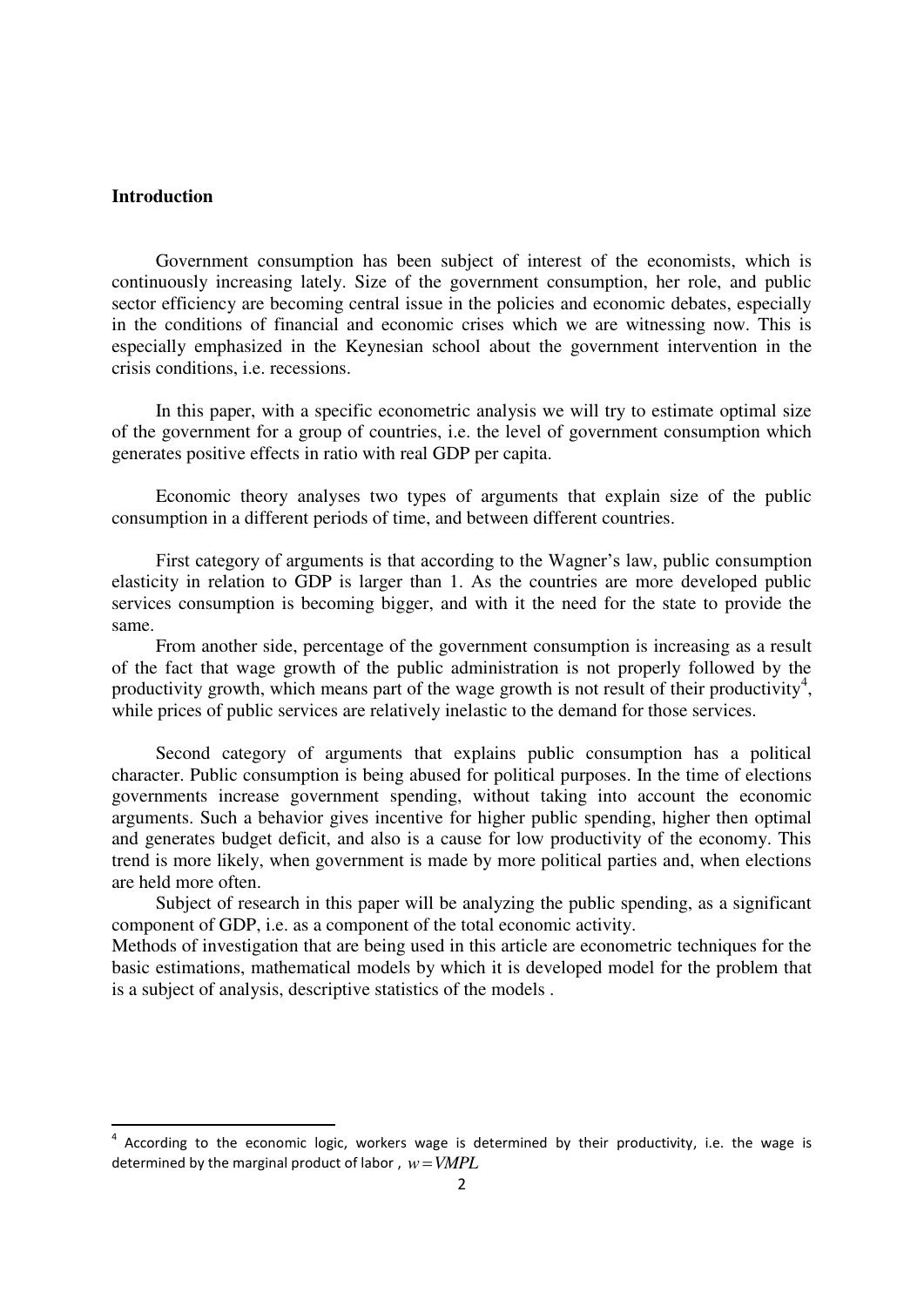## Introduction

Government consumption has been subject of interest of the economists, which is continuously increasing lately. Size of the government consumption, her role, and public sector efficiency are becoming central issue in the policies and economic debates, especially in the conditions of financial and economic crises which we are witnessing now. This is especially emphasized in the Keynesian school about the government intervention in the crisis conditions, i.e. recessions.

In this paper, with a specific econometric analysis we will try to estimate optimal size of the government for a group of countries, i.e. the level of government consumption which generates positive effects in ratio with real GDP per capita.

Economic theory analyses two types of arguments that explain size of the public consumption in a different periods of time, and between different countries.

First category of arguments is that according to the Wagner's law, public consumption elasticity in relation to GDP is larger than 1. As the countries are more developed public services consumption is becoming bigger, and with it the need for the state to provide the same.

From another side, percentage of the government consumption is increasing as a result of the fact that wage growth of the public administration is not properly followed by the productivity growth, which means part of the wage growth is not result of their productivity[4], while prices of public services are relatively inelastic to the demand for those services.

Second category of arguments that explains public consumption has a political character. Public consumption is being abused for political purposes. In the time of elections governments increase government spending, without taking into account the economic arguments. Such a behavior gives incentive for higher public spending, higher then optimal and generates budget deficit, and also is a cause for low productivity of the economy. This trend is more likely, when government is made by more political parties and, when elections are held more often.

Subject of research in this paper will be analyzing the public spending, as a significant component of GDP, i.e. as a component of the total economic activity.

Methods of investigation that are being used in this article are econometric techniques for the basic estimations, mathematical models by which it is developed model for the problem that is a subject of analysis, descriptive statistics of the models .

[4] According to the economic logic, workers wage is determined by their productivity, i.e. the wage is determined by the marginal product of labor , $w = VMPL$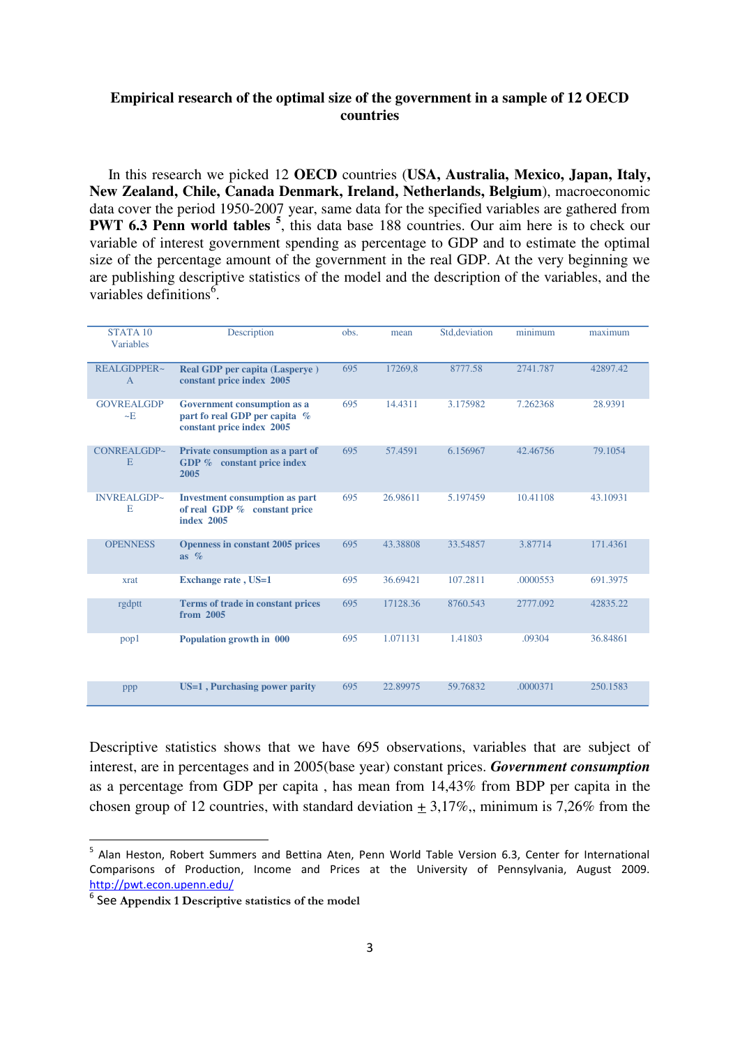**Empirical research of the optimal size of the government in a sample of 12 OECD countries**

In this research we picked 12 **OECD** countries (**USA, Australia, Mexico, Japan, Italy, New Zealand, Chile, Canada Denmark, Ireland, Netherlands, Belgium**), macroeconomic data cover the period 1950-2007 year, same data for the specified variables are gathered from **PWT 6.3 Penn world tables** [5], this data base 188 countries. Our aim here is to check our variable of interest government spending as percentage to GDP and to estimate the optimal size of the percentage amount of the government in the real GDP. At the very beginning we are publishing descriptive statistics of the model and the description of the variables, and the variables definitions[6].

| STATA 10 Variables | Description | obs. | mean | Std,deviation | minimum | maximum |
|---|---|---|---|---|---|---|
| REALGDPPER~A | **Real GDP per capita (Lasperye ) constant price index 2005** | 695 | 17269,8 | 8777.58 | 2741.787 | 42897.42 |
| GOVREALGDP~E | **Government consumption as a part fo real GDP per capita % constant price index 2005** | 695 | 14.4311 | 3.175982 | 7.262368 | 28.9391 |
| CONREALGDP~E | **Private consumption as a part of GDP % constant price index 2005** | 695 | 57.4591 | 6.156967 | 42.46756 | 79.1054 |
| INVREALGDP~E | **Investment consumption as part of real GDP % constant price index 2005** | 695 | 26.98611 | 5.197459 | 10.41108 | 43.10931 |
| OPENNESS | **Openness in constant 2005 prices as %** | 695 | 43.38808 | 33.54857 | 3.87714 | 171.4361 |
| xrat | **Exchange rate , US=1** | 695 | 36.69421 | 107.2811 | .0000553 | 691.3975 |
| rgdptt | **Terms of trade in constant prices from 2005** | 695 | 17128.36 | 8760.543 | 2777.092 | 42835.22 |
| pop1 | **Population growth in 000** | 695 | 1.071131 | 1.41803 | .09304 | 36.84861 |
| ppp | **US=1 , Purchasing power parity** | 695 | 22.89975 | 59.76832 | .0000371 | 250.1583 |

Descriptive statistics shows that we have 695 observations, variables that are subject of interest, are in percentages and in 2005(base year) constant prices. ***Government consumption*** as a percentage from GDP per capita , has mean from 14,43% from BDP per capita in the chosen group of 12 countries, with standard deviation ± 3,17%,, minimum is 7,26% from the

---

[5] Alan Heston, Robert Summers and Bettina Aten, Penn World Table Version 6.3, Center for International Comparisons of Production, Income and Prices at the University of Pennsylvania, August 2009. http://pwt.econ.upenn.edu/

[6] See **Appendix 1 Descriptive statistics of the model**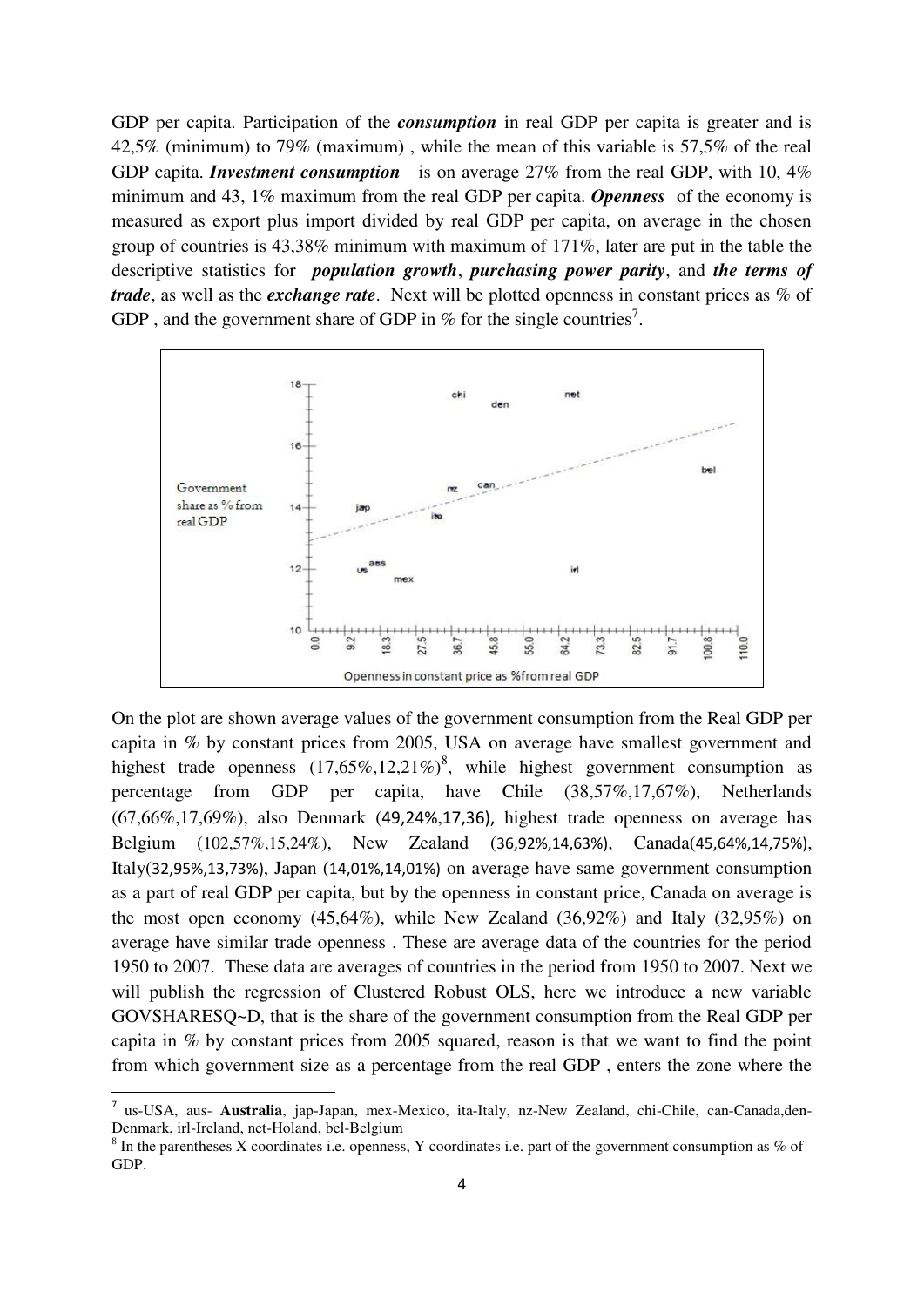GDP per capita. Participation of the ***consumption*** in real GDP per capita is greater and is 42,5% (minimum) to 79% (maximum) , while the mean of this variable is 57,5% of the real GDP capita. ***Investment consumption*** is on average 27% from the real GDP, with 10, 4% minimum and 43, 1% maximum from the real GDP per capita. ***Openness*** of the economy is measured as export plus import divided by real GDP per capita, on average in the chosen group of countries is 43,38% minimum with maximum of 171%, later are put in the table the descriptive statistics for ***population growth***, ***purchasing power parity***, and ***the terms of trade***, as well as the ***exchange rate***. Next will be plotted openness in constant prices as % of GDP , and the government share of GDP in % for the single countries[7].

On the plot are shown average values of the government consumption from the Real GDP per capita in % by constant prices from 2005, USA on average have smallest government and highest trade openness (17,65%,12,21%)[8], while highest government consumption as percentage from GDP per capita, have Chile (38,57%,17,67%), Netherlands (67,66%,17,69%), also Denmark (49,24%,17,36), highest trade openness on average has Belgium (102,57%,15,24%), New Zealand (36,92%,14,63%), Canada(45,64%,14,75%), Italy(32,95%,13,73%), Japan (14,01%,14,01%) on average have same government consumption as a part of real GDP per capita, but by the openness in constant price, Canada on average is the most open economy (45,64%), while New Zealand (36,92%) and Italy (32,95%) on average have similar trade openness . These are average data of the countries for the period 1950 to 2007. These data are averages of countries in the period from 1950 to 2007. Next we will publish the regression of Clustered Robust OLS, here we introduce a new variable GOVSHARESQ~D, that is the share of the government consumption from the Real GDP per capita in % by constant prices from 2005 squared, reason is that we want to find the point from which government size as a percentage from the real GDP , enters the zone where the

---

[7] us-USA, aus- **Australia**, jap-Japan, mex-Mexico, ita-Italy, nz-New Zealand, chi-Chile, can-Canada,den-Denmark, irl-Ireland, net-Holand, bel-Belgium

[8] In the parentheses X coordinates i.e. openness, Y coordinates i.e. part of the government consumption as % of GDP.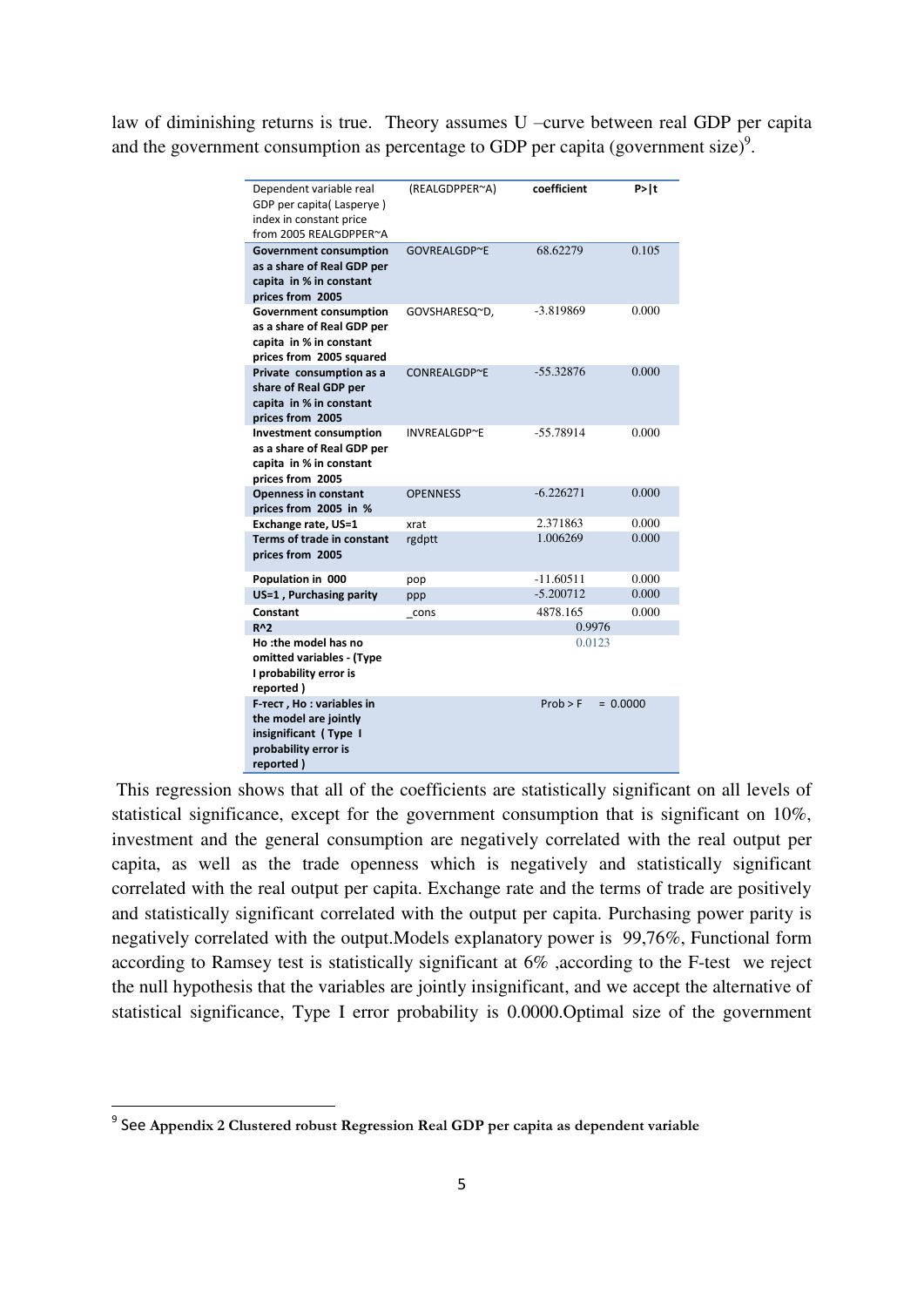law of diminishing returns is true. Theory assumes U –curve between real GDP per capita and the government consumption as percentage to GDP per capita (government size)[9].

| Dependent variable real GDP per capita( Lasperye ) index in constant price from 2005 REALGDPPER~A | (REALGDPPER~A) | coefficient | P>\|t |
|---|---|---|---|
| **Government consumption as a share of Real GDP per capita in % in constant prices from 2005** | GOVREALGDP~E | 68.62279 | 0.105 |
| **Government consumption as a share of Real GDP per capita in % in constant prices from 2005 squared** | GOVSHARESQ~D, | -3.819869 | 0.000 |
| **Private consumption as a share of Real GDP per capita in % in constant prices from 2005** | CONREALGDP~E | -55.32876 | 0.000 |
| **Investment consumption as a share of Real GDP per capita in % in constant prices from 2005** | INVREALGDP~E | -55.78914 | 0.000 |
| **Openness in constant prices from 2005 in %** | OPENNESS | -6.226271 | 0.000 |
| **Exchange rate, US=1** | xrat | 2.371863 | 0.000 |
| **Terms of trade in constant prices from 2005** | rgdptt | 1.006269 | 0.000 |
| **Population in 000** | pop | -11.60511 | 0.000 |
| **US=1 , Purchasing parity** | ppp | -5.200712 | 0.000 |
| **Constant** | _cons | 4878.165 | 0.000 |
| **R^2** | | 0.9976 | |
| **Ho :the model has no omitted variables - (Type I probability error is reported )** | | 0.0123 | |
| **F-тест , Ho : variables in the model are jointly insignificant ( Type I probability error is reported )** | | Prob > F = 0.0000 | |

This regression shows that all of the coefficients are statistically significant on all levels of statistical significance, except for the government consumption that is significant on 10%, investment and the general consumption are negatively correlated with the real output per capita, as well as the trade openness which is negatively and statistically significant correlated with the real output per capita. Exchange rate and the terms of trade are positively and statistically significant correlated with the output per capita. Purchasing power parity is negatively correlated with the output.Models explanatory power is 99,76%, Functional form according to Ramsey test is statistically significant at 6% ,according to the F-test we reject the null hypothesis that the variables are jointly insignificant, and we accept the alternative of statistical significance, Type I error probability is 0.0000.Optimal size of the government

[9] See **Appendix 2 Clustered robust Regression Real GDP per capita as dependent variable**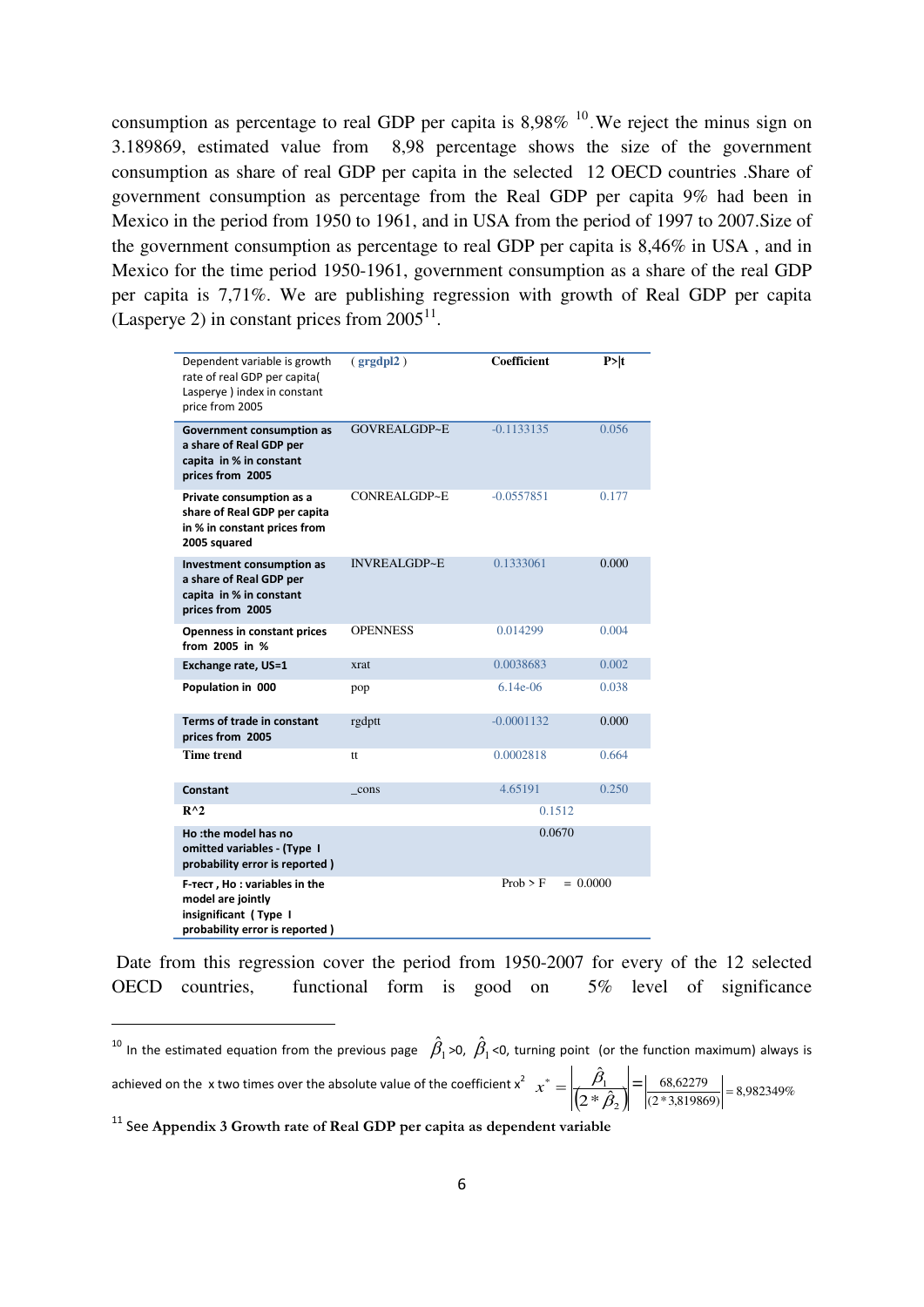consumption as percentage to real GDP per capita is 8,98% [10]. We reject the minus sign on 3.189869, estimated value from 8,98 percentage shows the size of the government consumption as share of real GDP per capita in the selected 12 OECD countries .Share of government consumption as percentage from the Real GDP per capita 9% had been in Mexico in the period from 1950 to 1961, and in USA from the period of 1997 to 2007.Size of the government consumption as percentage to real GDP per capita is 8,46% in USA , and in Mexico for the time period 1950-1961, government consumption as a share of the real GDP per capita is 7,71%. We are publishing regression with growth of Real GDP per capita (Lasperye 2) in constant prices from 2005[11].

| Dependent variable is growth rate of real GDP per capita( Lasperye ) index in constant price from 2005 | ( grgdpl2 ) | Coefficient | P>\|t |
|---|---|---|---|
| **Government consumption as a share of Real GDP per capita in % in constant prices from 2005** | GOVREALGDP~E | -0.1133135 | 0.056 |
| **Private consumption as a share of Real GDP per capita in % in constant prices from 2005 squared** | CONREALGDP~E | -0.0557851 | 0.177 |
| **Investment consumption as a share of Real GDP per capita in % in constant prices from 2005** | INVREALGDP~E | 0.1333061 | 0.000 |
| **Openness in constant prices from 2005 in %** | OPENNESS | 0.014299 | 0.004 |
| **Exchange rate, US=1** | xrat | 0.0038683 | 0.002 |
| **Population in 000** | pop | 6.14e-06 | 0.038 |
| **Terms of trade in constant prices from 2005** | rgdptt | -0.0001132 | 0.000 |
| **Time trend** | tt | 0.0002818 | 0.664 |
| **Constant** | _cons | 4.65191 | 0.250 |
| **R^2** | | 0.1512 | |
| **Ho :the model has no omitted variables - (Type I probability error is reported )** | | 0.0670 | |
| **F-тест , Ho : variables in the model are jointly insignificant ( Type I probability error is reported )** | | Prob > F | = 0.0000 |

Date from this regression cover the period from 1950-2007 for every of the 12 selected OECD countries, functional form is good on 5% level of significance

---

[10] In the estimated equation from the previous page $\hat{\beta}_1 > 0$, $\hat{\beta}_1 < 0$, turning point (or the function maximum) always is achieved on the x two times over the absolute value of the coefficient $x^2$ $x^* = \left|\frac{\hat{\beta}_1}{(2 * \hat{\beta}_2)}\right| = \left|\frac{68,62279}{(2 * 3,819869)}\right| = 8,982349\%$

[11] See **Appendix 3 Growth rate of Real GDP per capita as dependent variable**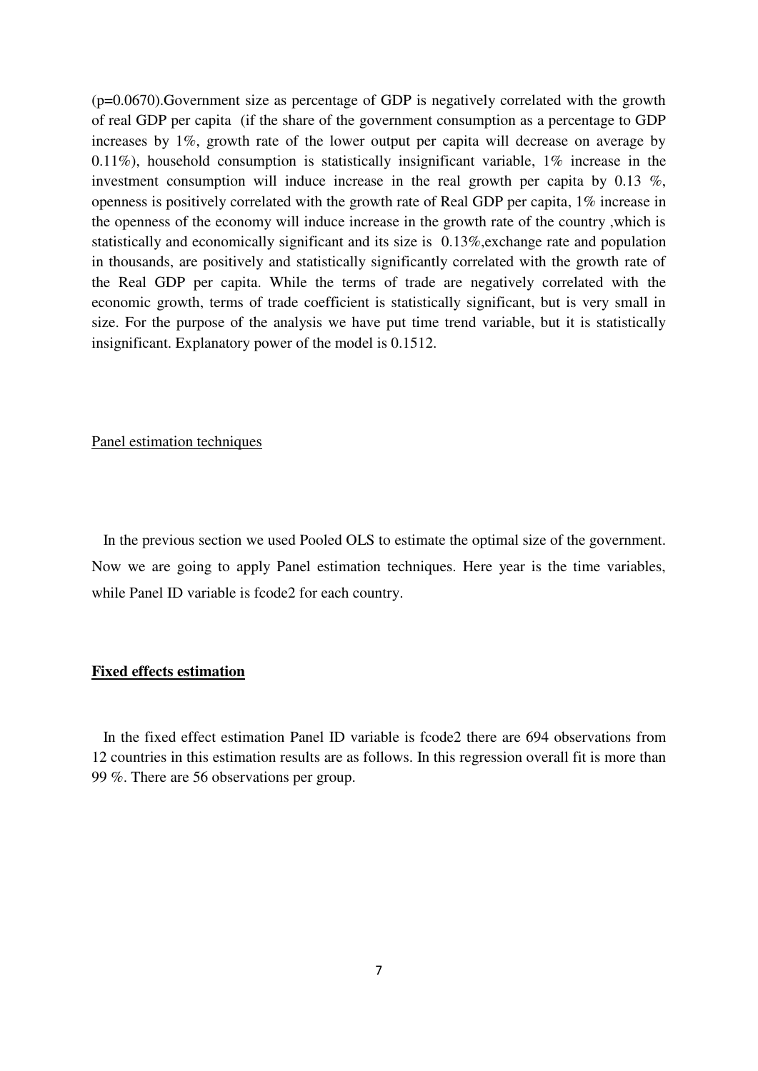(p=0.0670).Government size as percentage of GDP is negatively correlated with the growth of real GDP per capita (if the share of the government consumption as a percentage to GDP increases by 1%, growth rate of the lower output per capita will decrease on average by 0.11%), household consumption is statistically insignificant variable, 1% increase in the investment consumption will induce increase in the real growth per capita by 0.13 %, openness is positively correlated with the growth rate of Real GDP per capita, 1% increase in the openness of the economy will induce increase in the growth rate of the country ,which is statistically and economically significant and its size is 0.13%,exchange rate and population in thousands, are positively and statistically significantly correlated with the growth rate of the Real GDP per capita. While the terms of trade are negatively correlated with the economic growth, terms of trade coefficient is statistically significant, but is very small in size. For the purpose of the analysis we have put time trend variable, but it is statistically insignificant. Explanatory power of the model is 0.1512.

<u>Panel estimation techniques</u>

In the previous section we used Pooled OLS to estimate the optimal size of the government. Now we are going to apply Panel estimation techniques. Here year is the time variables, while Panel ID variable is fcode2 for each country.

**<u>Fixed effects estimation</u>**

In the fixed effect estimation Panel ID variable is fcode2 there are 694 observations from 12 countries in this estimation results are as follows. In this regression overall fit is more than 99 %. There are 56 observations per group.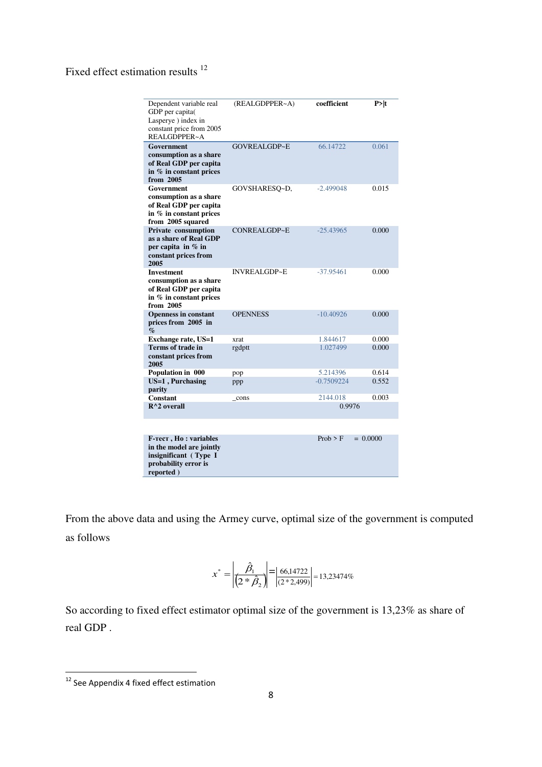Fixed effect estimation results [12]

| Dependent variable real GDP per capita( Lasperye ) index in constant price from 2005 REALGDPPER~A | (REALGDPPER~A) | **coefficient** | **P>\|t** |
|---|---|---|---|
| **Government consumption as a share of Real GDP per capita in % in constant prices from 2005** | GOVREALGDP~E | 66.14722 | 0.061 |
| **Government consumption as a share of Real GDP per capita in % in constant prices from 2005 squared** | GOVSHARESQ~D, | -2.499048 | 0.015 |
| **Private consumption as a share of Real GDP per capita in % in constant prices from 2005** | CONREALGDP~E | -25.43965 | 0.000 |
| **Investment consumption as a share of Real GDP per capita in % in constant prices from 2005** | INVREALGDP~E | -37.95461 | 0.000 |
| **Openness in constant prices from 2005 in %** | OPENNESS | -10.40926 | 0.000 |
| **Exchange rate, US=1** | xrat | 1.844617 | 0.000 |
| **Terms of trade in constant prices from 2005** | rgdptt | 1.027499 | 0.000 |
| **Population in 000** | pop | 5.214396 | 0.614 |
| **US=1 , Purchasing parity** | ppp | -0.7509224 | 0.552 |
| **Constant** | _cons | 2144.018 | 0.003 |
| **R^2 overall** | | 0.9976 | |
| | | | |
| **F-тест , Ho : variables in the model are jointly insignificant ( Type I probability error is reported )** | | Prob > F | = 0.0000 |

From the above data and using the Armey curve, optimal size of the government is computed as follows

$$x^* = \left| \frac{\hat{\beta}_1}{\left(2 * \hat{\beta}_2\right)} \right| = \left| \frac{66{,}14722}{(2 * 2{,}499)} \right| = 13{,}23474\%$$

So according to fixed effect estimator optimal size of the government is 13,23% as share of real GDP .

[12] See Appendix 4 fixed effect estimation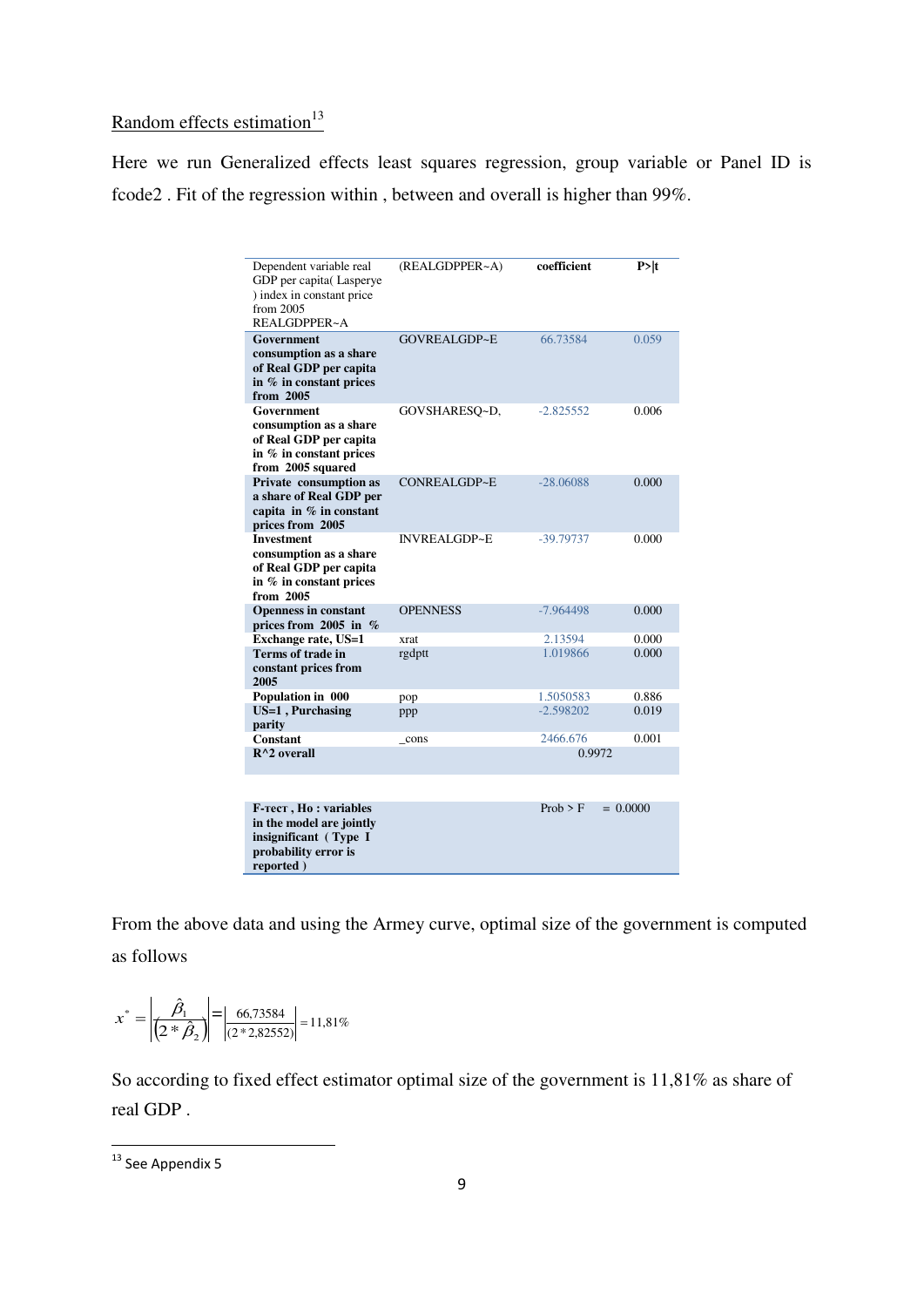Random effects estimation[13]

Here we run Generalized effects least squares regression, group variable or Panel ID is fcode2 . Fit of the regression within , between and overall is higher than 99%.

| Dependent variable real GDP per capita( Lasperye ) index in constant price from 2005 REALGDPPER~A | (REALGDPPER~A) | **coefficient** | **P>\|t** |
|---|---|---|---|
| **Government consumption as a share of Real GDP per capita in % in constant prices from 2005** | GOVREALGDP~E | 66.73584 | 0.059 |
| **Government consumption as a share of Real GDP per capita in % in constant prices from 2005 squared** | GOVSHARESQ~D, | -2.825552 | 0.006 |
| **Private consumption as a share of Real GDP per capita in % in constant prices from 2005** | CONREALGDP~E | -28.06088 | 0.000 |
| **Investment consumption as a share of Real GDP per capita in % in constant prices from 2005** | INVREALGDP~E | -39.79737 | 0.000 |
| **Openness in constant prices from 2005 in %** | OPENNESS | -7.964498 | 0.000 |
| **Exchange rate, US=1** | xrat | 2.13594 | 0.000 |
| **Terms of trade in constant prices from 2005** | rgdptt | 1.019866 | 0.000 |
| **Population in 000** | pop | 1.5050583 | 0.886 |
| **US=1 , Purchasing parity** | ppp | -2.598202 | 0.019 |
| **Constant** | _cons | 2466.676 | 0.001 |
| **R^2 overall** | | 0.9972 | |
| | | | |
| **F-тест , Ho : variables in the model are jointly insignificant ( Type I probability error is reported )** | | Prob > F | = 0.0000 |

From the above data and using the Armey curve, optimal size of the government is computed as follows

$$x^* = \left|\frac{\hat{\beta}_1}{\left(2 * \hat{\beta}_2\right)}\right| = \left|\frac{66{,}73584}{(2 * 2{,}82552)}\right| = 11{,}81\%$$

So according to fixed effect estimator optimal size of the government is 11,81% as share of real GDP .

[13] See Appendix 5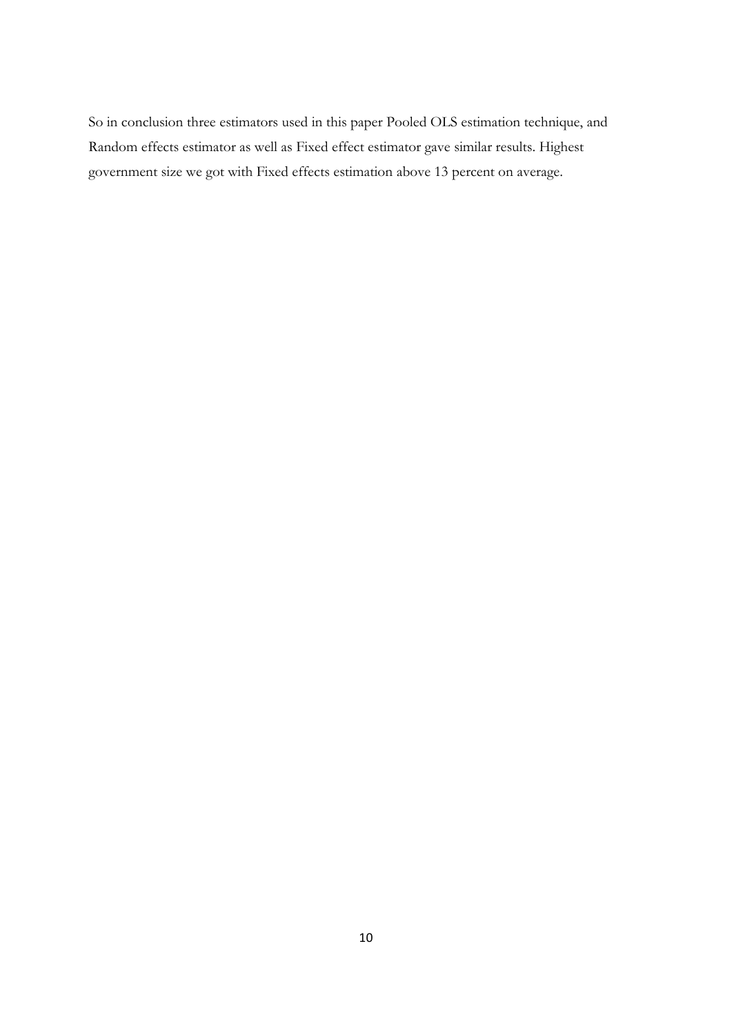So in conclusion three estimators used in this paper Pooled OLS estimation technique, and Random effects estimator as well as Fixed effect estimator gave similar results. Highest government size we got with Fixed effects estimation above 13 percent on average.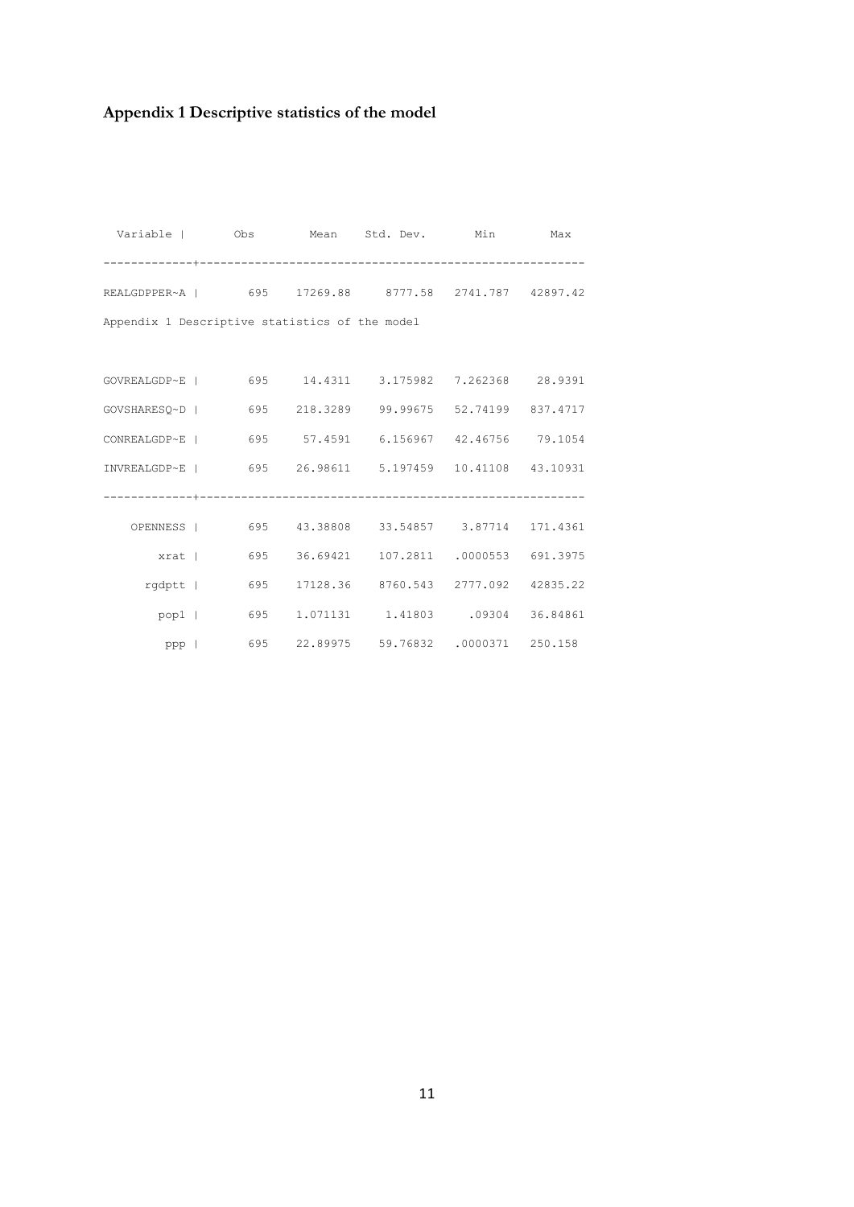# Appendix 1 Descriptive statistics of the model

| Variable | Obs | Mean | Std. Dev. | Min | Max |
|---|---|---|---|---|---|
| REALGDPPER~A | 695 | 17269.88 | 8777.58 | 2741.787 | 42897.42 |

Appendix 1 Descriptive statistics of the model

| Variable | Obs | Mean | Std. Dev. | Min | Max |
|---|---|---|---|---|---|
| GOVREALGDP~E | 695 | 14.4311 | 3.175982 | 7.262368 | 28.9391 |
| GOVSHARESQ~D | 695 | 218.3289 | 99.99675 | 52.74199 | 837.4717 |
| CONREALGDP~E | 695 | 57.4591 | 6.156967 | 42.46756 | 79.1054 |
| INVREALGDP~E | 695 | 26.98611 | 5.197459 | 10.41108 | 43.10931 |
| OPENNESS | 695 | 43.38808 | 33.54857 | 3.87714 | 171.4361 |
| xrat | 695 | 36.69421 | 107.2811 | .0000553 | 691.3975 |
| rgdptt | 695 | 17128.36 | 8760.543 | 2777.092 | 42835.22 |
| pop1 | 695 | 1.071131 | 1.41803 | .09304 | 36.84861 |
| ppp | 695 | 22.89975 | 59.76832 | .0000371 | 250.158 |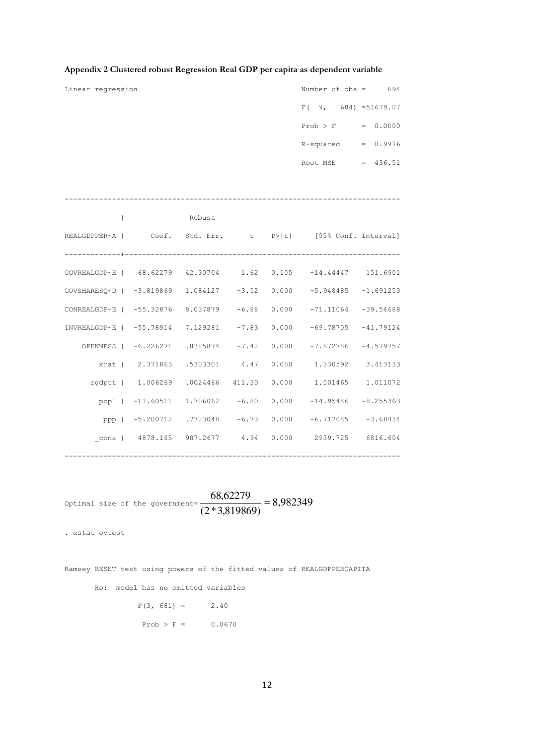**Appendix 2 Clustered robust Regression Real GDP per capita as dependent variable**

```
Linear regression                                      Number of obs =     694

                                                       F(  9,   684) =51679.07

                                                       Prob > F      =  0.0000

                                                       R-squared     =  0.9976

                                                       Root MSE      =  436.51


------------------------------------------------------------------------------

             |               Robust

REALGDPPER~A |      Coef.   Std. Err.      t    P>|t|     [95% Conf. Interval]

-------------+----------------------------------------------------------------

GOVREALGDP~E |   68.62279   42.30704     1.62   0.105    -14.44447    151.6901

GOVSHARESQ~D |  -3.819869   1.084127    -3.52   0.000    -5.948485   -1.691253

CONREALGDP~E |  -55.32876   8.037879    -6.88   0.000    -71.11064   -39.54688

INVREALGDP~E |  -55.78914   7.129281    -7.83   0.000    -69.78705   -41.79124

    OPENNESS |  -6.226271   .8385874    -7.42   0.000    -7.872786   -4.579757

        xrat |   2.371863   .5303301     4.47   0.000     1.330592    3.413133

      rgdptt |   1.006269   .0024466   411.30   0.000     1.001465    1.011072

        pop1 |  -11.60511   1.706062    -6.80   0.000    -14.95486   -8.255363

         ppp |  -5.200712   .7723048    -6.73   0.000    -6.717085    -3.68434

       _cons |   4878.165   987.2677     4.94   0.000     2939.725    6816.604

------------------------------------------------------------------------------
```

Optimal size of the government= $\dfrac{68{,}62279}{(2*3{,}819869)} = 8{,}982349$

```
. estat ovtest


Ramsey RESET test using powers of the fitted values of REALGDPPERCAPITA

       Ho:  model has no omitted variables

                 F(3, 681) =      2.40

                  Prob > F =      0.0670
```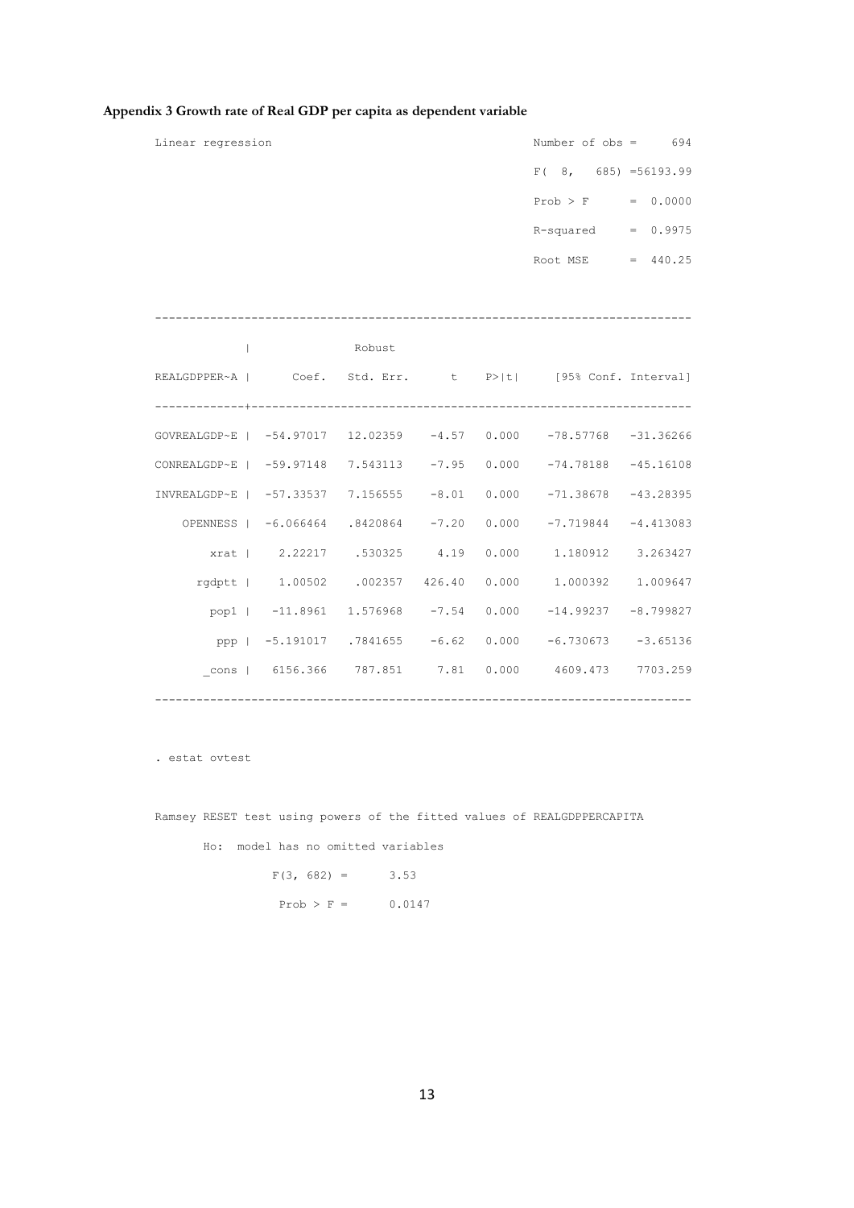**Appendix 3 Growth rate of Real GDP per capita as dependent variable**

```
Linear regression                                    Number of obs =      694
                                                     F(  8,   685) =56193.99
                                                     Prob > F      =  0.0000
                                                     R-squared     =  0.9975
                                                     Root MSE      =  440.25

------------------------------------------------------------------------------
             |               Robust
REALGDPPER~A |      Coef.   Std. Err.      t    P>|t|     [95% Conf. Interval]
-------------+----------------------------------------------------------------
GOVREALGDP~E |  -54.97017   12.02359    -4.57   0.000    -78.57768   -31.36266
CONREALGDP~E |  -59.97148   7.543113    -7.95   0.000    -74.78188   -45.16108
INVREALGDP~E |  -57.33537   7.156555    -8.01   0.000    -71.38678   -43.28395
    OPENNESS |  -6.066464   .8420864    -7.20   0.000    -7.719844   -4.413083
        xrat |    2.22217    .530325     4.19   0.000     1.180912    3.263427
      rgdptt |    1.00502    .002357   426.40   0.000     1.000392    1.009647
        pop1 |   -11.8961   1.576968    -7.54   0.000    -14.99237   -8.799827
         ppp |  -5.191017   .7841655    -6.62   0.000    -6.730673    -3.65136
       _cons |   6156.366    787.851     7.81   0.000     4609.473    7703.259
------------------------------------------------------------------------------

. estat ovtest

Ramsey RESET test using powers of the fitted values of REALGDPPERCAPITA
       Ho:  model has no omitted variables
                 F(3, 682) =      3.53
                  Prob > F =      0.0147
```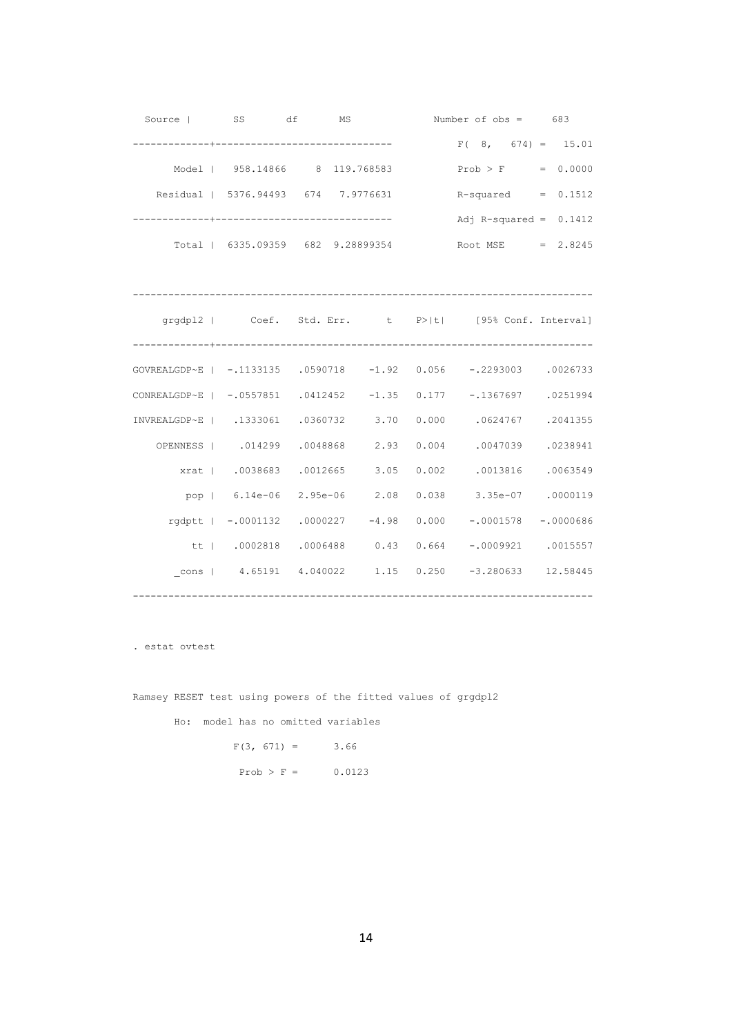| Source | SS | df | MS |
|---|---|---|---|
| Model | 958.14866 | 8 | 119.768583 |
| Residual | 5376.94493 | 674 | 7.9776631 |
| Total | 6335.09359 | 682 | 9.28899354 |

Number of obs = 683

F( 8, 674) = 15.01

Prob > F = 0.0000

R-squared = 0.1512

Adj R-squared = 0.1412

Root MSE = 2.8245

| grgdpl2 | Coef. | Std. Err. | t | P>\|t\| | [95% Conf. Interval] | |
|---|---|---|---|---|---|---|
| GOVREALGDP~E | -.1133135 | .0590718 | -1.92 | 0.056 | -.2293003 | .0026733 |
| CONREALGDP~E | -.0557851 | .0412452 | -1.35 | 0.177 | -.1367697 | .0251994 |
| INVREALGDP~E | .1333061 | .0360732 | 3.70 | 0.000 | .0624767 | .2041355 |
| OPENNESS | .014299 | .0048868 | 2.93 | 0.004 | .0047039 | .0238941 |
| xrat | .0038683 | .0012665 | 3.05 | 0.002 | .0013816 | .0063549 |
| pop | 6.14e-06 | 2.95e-06 | 2.08 | 0.038 | 3.35e-07 | .0000119 |
| rgdptt | -.0001132 | .0000227 | -4.98 | 0.000 | -.0001578 | -.0000686 |
| tt | .0002818 | .0006488 | 0.43 | 0.664 | -.0009921 | .0015557 |
| _cons | 4.65191 | 4.040022 | 1.15 | 0.250 | -3.280633 | 12.58445 |

```
. estat ovtest

Ramsey RESET test using powers of the fitted values of grgdpl2
       Ho:  model has no omitted variables
                 F(3, 671) =      3.66
                  Prob > F =      0.0123
```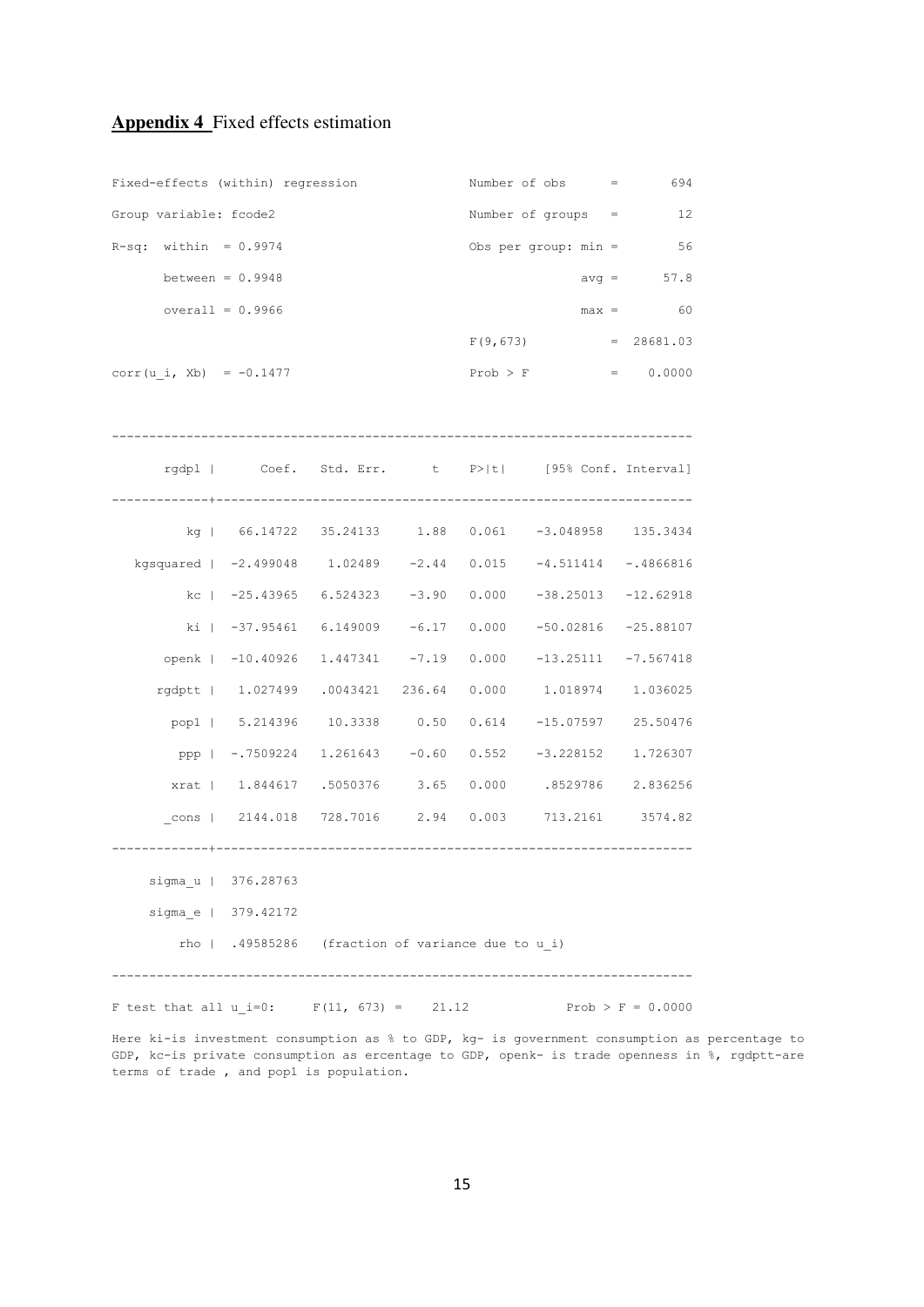**Appendix 4** Fixed effects estimation

```
Fixed-effects (within) regression               Number of obs      =       694
Group variable: fcode2                          Number of groups   =        12

R-sq:  within  = 0.9974                         Obs per group: min =        56
       between = 0.9948                                        avg =      57.8
       overall = 0.9966                                        max =        60

                                                F(9,673)           =  28681.03
corr(u_i, Xb)  = -0.1477                        Prob > F           =    0.0000

------------------------------------------------------------------------------
       rgdpl |      Coef.   Std. Err.      t    P>|t|     [95% Conf. Interval]
-------------+----------------------------------------------------------------
          kg |   66.14722   35.24133     1.88   0.061    -3.048958    135.3434
   kgsquared |  -2.499048    1.02489    -2.44   0.015    -4.511414   -.4866816
          kc |  -25.43965   6.524323    -3.90   0.000    -38.25013   -12.62918
          ki |  -37.95461   6.149009    -6.17   0.000    -50.02816   -25.88107
       openk |  -10.40926   1.447341    -7.19   0.000    -13.25111   -7.567418
      rgdptt |   1.027499   .0043421   236.64   0.000     1.018974    1.036025
        pop1 |   5.214396    10.3338     0.50   0.614    -15.07597    25.50476
         ppp |  -.7509224   1.261643    -0.60   0.552    -3.228152    1.726307
        xrat |   1.844617   .5050376     3.65   0.000     .8529786    2.836256
       _cons |   2144.018   728.7016     2.94   0.003     713.2161     3574.82
-------------+----------------------------------------------------------------
     sigma_u |  376.28763
     sigma_e |  379.42172
         rho |  .49585286   (fraction of variance due to u_i)
------------------------------------------------------------------------------
F test that all u_i=0:     F(11, 673) =    21.12              Prob > F = 0.0000
```

Here ki-is investment consumption as % to GDP, kg- is government consumption as percentage to GDP, kc-is private consumption as ercentage to GDP, openk- is trade openness in %, rgdptt-are terms of trade , and pop1 is population.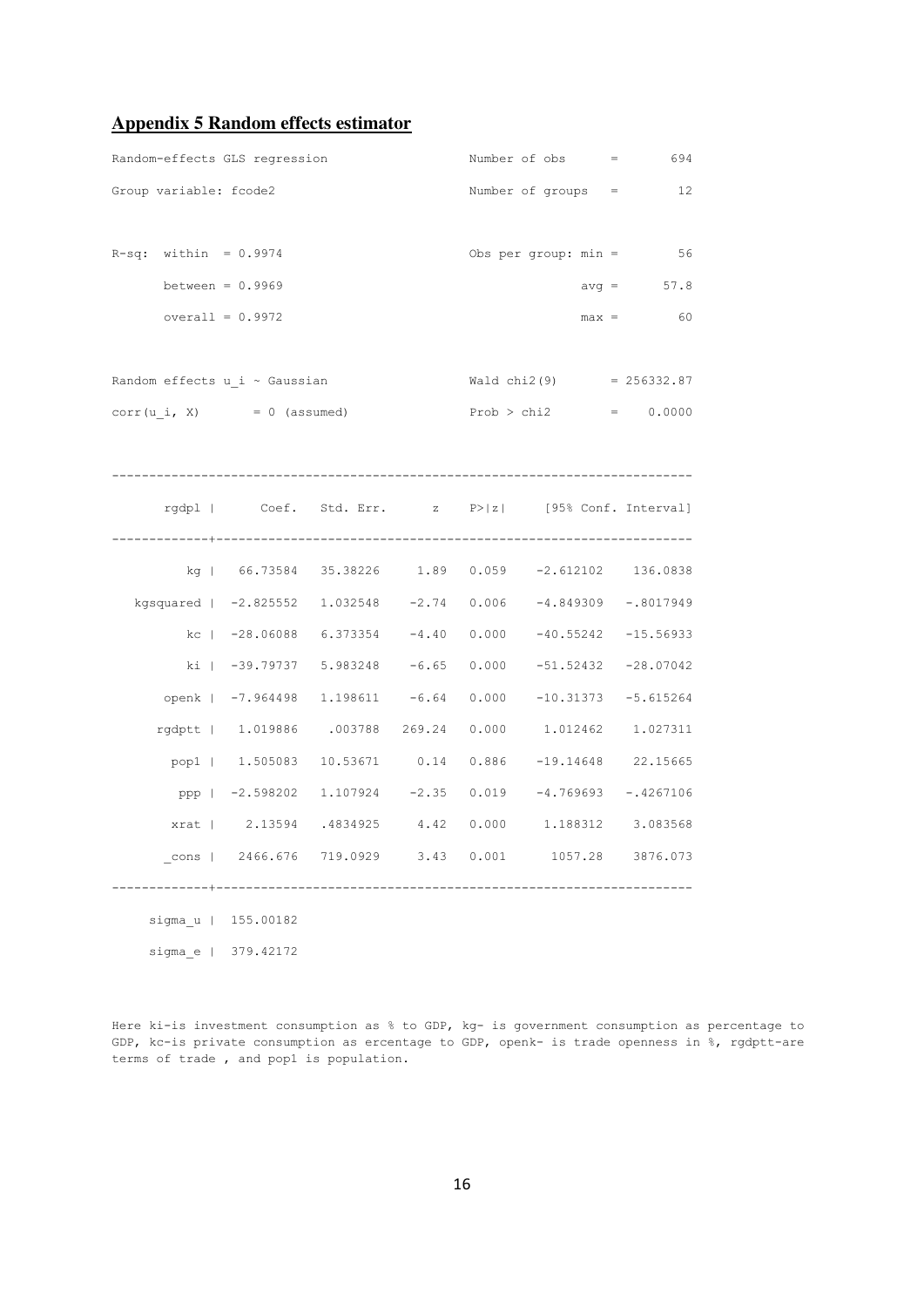## Appendix 5 Random effects estimator

```
Random-effects GLS regression                   Number of obs      =       694
Group variable: fcode2                          Number of groups   =        12

R-sq:  within  = 0.9974                         Obs per group: min =        56
       between = 0.9969                                        avg =      57.8
       overall = 0.9972                                        max =        60

Random effects u_i ~ Gaussian                   Wald chi2(9)       = 256332.87
corr(u_i, X)       = 0 (assumed)                Prob > chi2        =    0.0000

------------------------------------------------------------------------------
       rgdpl |      Coef.   Std. Err.      z    P>|z|     [95% Conf. Interval]
-------------+----------------------------------------------------------------
          kg |   66.73584   35.38226     1.89   0.059    -2.612102    136.0838
   kgsquared |  -2.825552   1.032548    -2.74   0.006    -4.849309   -.8017949
          kc |  -28.06088   6.373354    -4.40   0.000    -40.55242   -15.56933
          ki |  -39.79737   5.983248    -6.65   0.000    -51.52432   -28.07042
       openk |  -7.964498   1.198611    -6.64   0.000    -10.31373   -5.615264
      rgdptt |   1.019886    .003788   269.24   0.000     1.012462    1.027311
        pop1 |   1.505083   10.53671     0.14   0.886    -19.14648    22.15665
         ppp |  -2.598202   1.107924    -2.35   0.019    -4.769693   -.4267106
        xrat |    2.13594   .4834925     4.42   0.000     1.188312    3.083568
       _cons |   2466.676   719.0929     3.43   0.001      1057.28    3876.073
-------------+----------------------------------------------------------------
     sigma_u |  155.00182
     sigma_e |  379.42172
```

Here ki-is investment consumption as % to GDP, kg- is government consumption as percentage to GDP, kc-is private consumption as ercentage to GDP, openk- is trade openness in %, rgdptt-are terms of trade , and pop1 is population.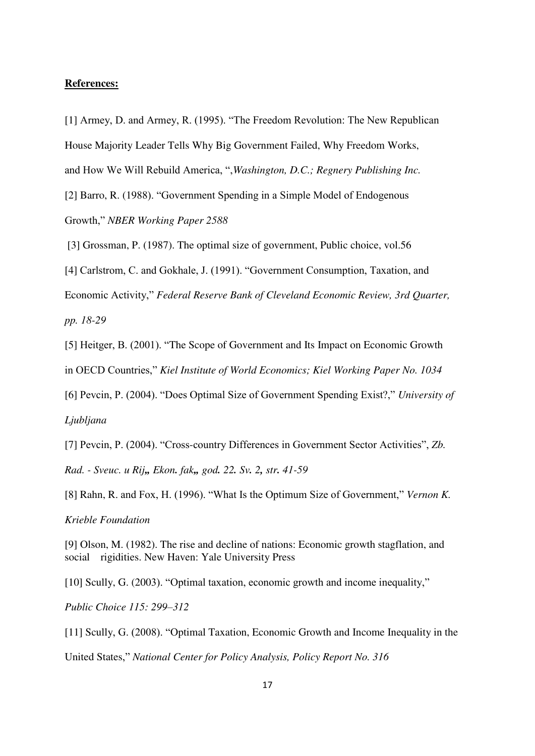**References:**

[1] Armey, D. and Armey, R. (1995). "The Freedom Revolution: The New Republican House Majority Leader Tells Why Big Government Failed, Why Freedom Works, and How We Will Rebuild America, ",*Washington, D.C.; Regnery Publishing Inc.*

[2] Barro, R. (1988). "Government Spending in a Simple Model of Endogenous Growth," *NBER Working Paper 2588*

[3] Grossman, P. (1987). The optimal size of government, Public choice, vol.56

[4] Carlstrom, C. and Gokhale, J. (1991). "Government Consumption, Taxation, and Economic Activity," *Federal Reserve Bank of Cleveland Economic Review, 3rd Quarter, pp. 18-29*

[5] Heitger, B. (2001). "The Scope of Government and Its Impact on Economic Growth in OECD Countries," *Kiel Institute of World Economics; Kiel Working Paper No. 1034*

[6] Pevcin, P. (2004). "Does Optimal Size of Government Spending Exist?," *University of Ljubljana*

[7] Pevcin, P. (2004). "Cross-country Differences in Government Sector Activities", *Zb. Rad. - Sveuc. u Rij,, Ekon. fak,, god. 22. Sv. 2, str. 41-59*

[8] Rahn, R. and Fox, H. (1996). "What Is the Optimum Size of Government," *Vernon K. Krieble Foundation*

[9] Olson, M. (1982). The rise and decline of nations: Economic growth stagflation, and social rigidities. New Haven: Yale University Press

[10] Scully, G. (2003). "Optimal taxation, economic growth and income inequality," *Public Choice 115: 299–312*

[11] Scully, G. (2008). "Optimal Taxation, Economic Growth and Income Inequality in the United States," *National Center for Policy Analysis, Policy Report No. 316*